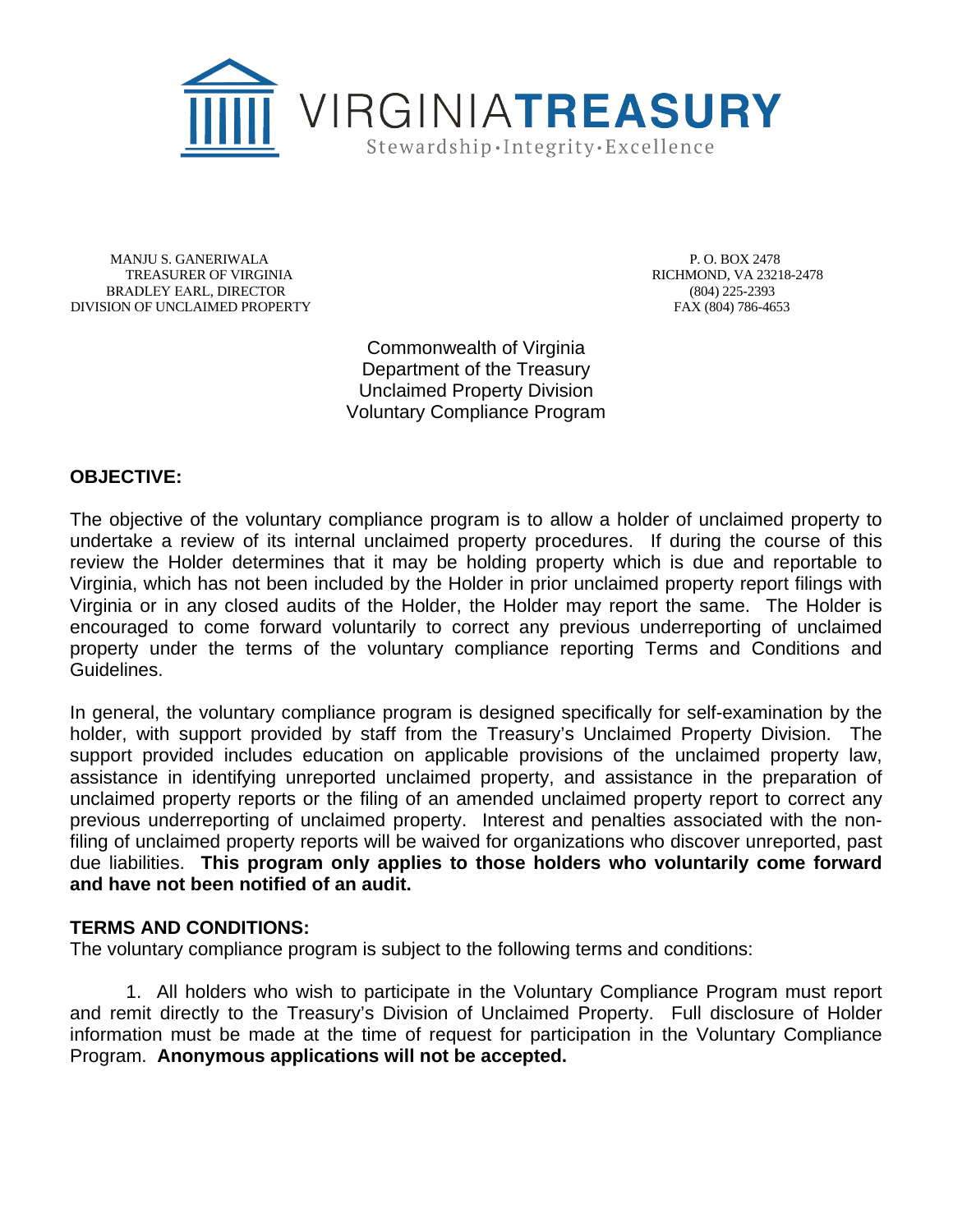VIRGINIA**TREASURY**

Stewardship·Integrity·Excellence

MANJU S. GANERIWALA
TREASURER OF VIRGINIA
BRADLEY EARL, DIRECTOR
DIVISION OF UNCLAIMED PROPERTY

P. O. BOX 2478
RICHMOND, VA 23218-2478
(804) 225-2393
FAX (804) 786-4653

Commonwealth of Virginia
Department of the Treasury
Unclaimed Property Division
Voluntary Compliance Program

## OBJECTIVE:

The objective of the voluntary compliance program is to allow a holder of unclaimed property to undertake a review of its internal unclaimed property procedures. If during the course of this review the Holder determines that it may be holding property which is due and reportable to Virginia, which has not been included by the Holder in prior unclaimed property report filings with Virginia or in any closed audits of the Holder, the Holder may report the same. The Holder is encouraged to come forward voluntarily to correct any previous underreporting of unclaimed property under the terms of the voluntary compliance reporting Terms and Conditions and Guidelines.

In general, the voluntary compliance program is designed specifically for self-examination by the holder, with support provided by staff from the Treasury's Unclaimed Property Division. The support provided includes education on applicable provisions of the unclaimed property law, assistance in identifying unreported unclaimed property, and assistance in the preparation of unclaimed property reports or the filing of an amended unclaimed property report to correct any previous underreporting of unclaimed property. Interest and penalties associated with the non-filing of unclaimed property reports will be waived for organizations who discover unreported, past due liabilities. **This program only applies to those holders who voluntarily come forward and have not been notified of an audit.**

## TERMS AND CONDITIONS:

The voluntary compliance program is subject to the following terms and conditions:

1. All holders who wish to participate in the Voluntary Compliance Program must report and remit directly to the Treasury's Division of Unclaimed Property. Full disclosure of Holder information must be made at the time of request for participation in the Voluntary Compliance Program. **Anonymous applications will not be accepted.**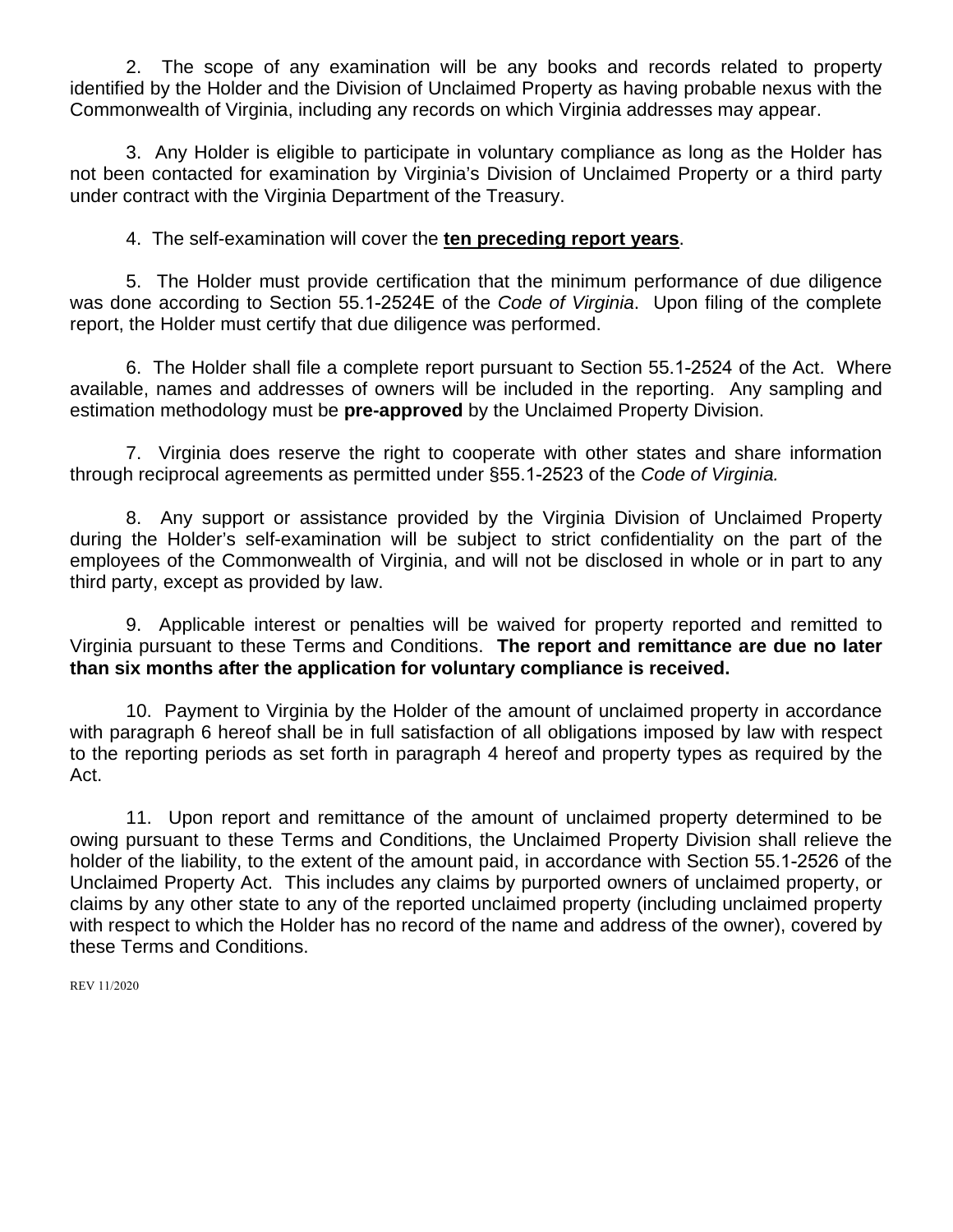2. The scope of any examination will be any books and records related to property identified by the Holder and the Division of Unclaimed Property as having probable nexus with the Commonwealth of Virginia, including any records on which Virginia addresses may appear.

3. Any Holder is eligible to participate in voluntary compliance as long as the Holder has not been contacted for examination by Virginia's Division of Unclaimed Property or a third party under contract with the Virginia Department of the Treasury.

4. The self-examination will cover the **ten preceding report years**.

5. The Holder must provide certification that the minimum performance of due diligence was done according to Section 55.1-2524E of the *Code of Virginia*. Upon filing of the complete report, the Holder must certify that due diligence was performed.

6. The Holder shall file a complete report pursuant to Section 55.1-2524 of the Act. Where available, names and addresses of owners will be included in the reporting. Any sampling and estimation methodology must be **pre-approved** by the Unclaimed Property Division.

7. Virginia does reserve the right to cooperate with other states and share information through reciprocal agreements as permitted under §55.1-2523 of the *Code of Virginia.*

8. Any support or assistance provided by the Virginia Division of Unclaimed Property during the Holder's self-examination will be subject to strict confidentiality on the part of the employees of the Commonwealth of Virginia, and will not be disclosed in whole or in part to any third party, except as provided by law.

9. Applicable interest or penalties will be waived for property reported and remitted to Virginia pursuant to these Terms and Conditions. **The report and remittance are due no later than six months after the application for voluntary compliance is received.**

10. Payment to Virginia by the Holder of the amount of unclaimed property in accordance with paragraph 6 hereof shall be in full satisfaction of all obligations imposed by law with respect to the reporting periods as set forth in paragraph 4 hereof and property types as required by the Act.

11. Upon report and remittance of the amount of unclaimed property determined to be owing pursuant to these Terms and Conditions, the Unclaimed Property Division shall relieve the holder of the liability, to the extent of the amount paid, in accordance with Section 55.1-2526 of the Unclaimed Property Act. This includes any claims by purported owners of unclaimed property, or claims by any other state to any of the reported unclaimed property (including unclaimed property with respect to which the Holder has no record of the name and address of the owner), covered by these Terms and Conditions.

REV 11/2020